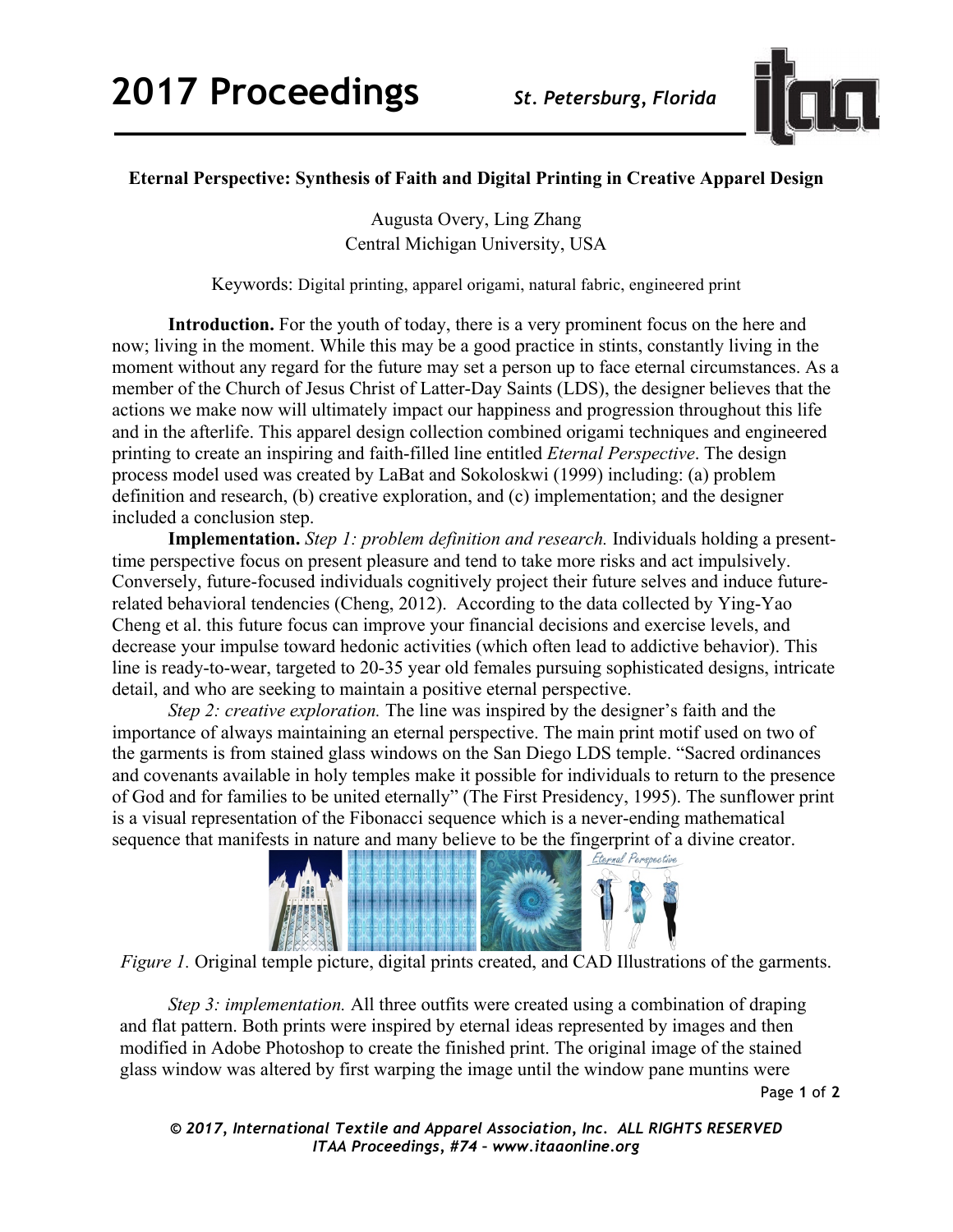**Eternal Perspective: Synthesis of Faith and Digital Printing in Creative Apparel Design**

Augusta Overy, Ling Zhang
Central Michigan University, USA

Keywords: Digital printing, apparel origami, natural fabric, engineered print

**Introduction.** For the youth of today, there is a very prominent focus on the here and now; living in the moment. While this may be a good practice in stints, constantly living in the moment without any regard for the future may set a person up to face eternal circumstances. As a member of the Church of Jesus Christ of Latter-Day Saints (LDS), the designer believes that the actions we make now will ultimately impact our happiness and progression throughout this life and in the afterlife. This apparel design collection combined origami techniques and engineered printing to create an inspiring and faith-filled line entitled *Eternal Perspective*. The design process model used was created by LaBat and Sokoloskwi (1999) including: (a) problem definition and research, (b) creative exploration, and (c) implementation; and the designer included a conclusion step.

**Implementation.** *Step 1: problem definition and research.* Individuals holding a present-time perspective focus on present pleasure and tend to take more risks and act impulsively. Conversely, future-focused individuals cognitively project their future selves and induce future-related behavioral tendencies (Cheng, 2012). According to the data collected by Ying-Yao Cheng et al. this future focus can improve your financial decisions and exercise levels, and decrease your impulse toward hedonic activities (which often lead to addictive behavior). This line is ready-to-wear, targeted to 20-35 year old females pursuing sophisticated designs, intricate detail, and who are seeking to maintain a positive eternal perspective.

*Step 2: creative exploration.* The line was inspired by the designer's faith and the importance of always maintaining an eternal perspective. The main print motif used on two of the garments is from stained glass windows on the San Diego LDS temple. "Sacred ordinances and covenants available in holy temples make it possible for individuals to return to the presence of God and for families to be united eternally" (The First Presidency, 1995). The sunflower print is a visual representation of the Fibonacci sequence which is a never-ending mathematical sequence that manifests in nature and many believe to be the fingerprint of a divine creator.

*Figure 1.* Original temple picture, digital prints created, and CAD Illustrations of the garments.

*Step 3: implementation.* All three outfits were created using a combination of draping and flat pattern. Both prints were inspired by eternal ideas represented by images and then modified in Adobe Photoshop to create the finished print. The original image of the stained glass window was altered by first warping the image until the window pane muntins were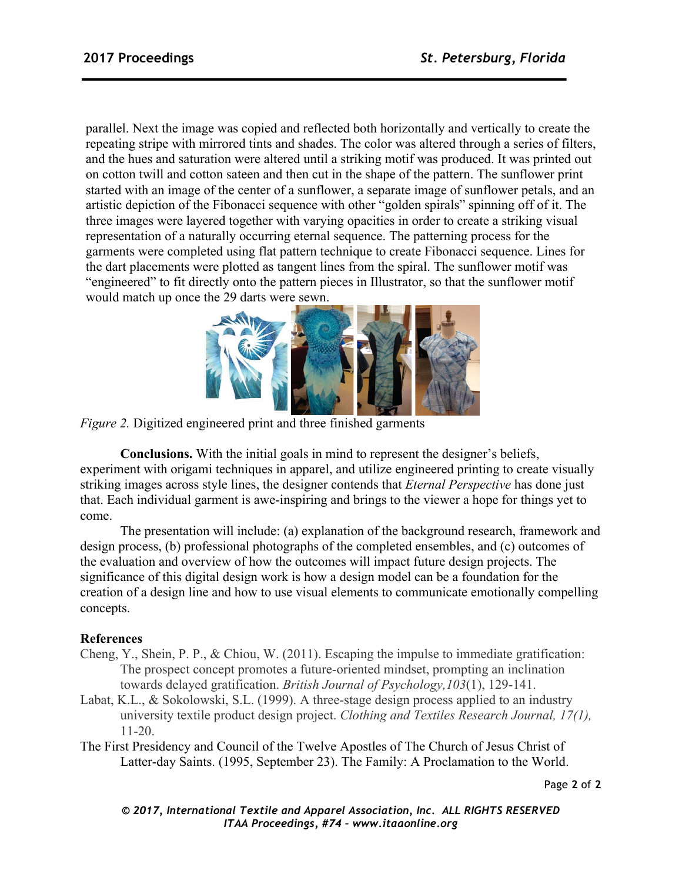parallel. Next the image was copied and reflected both horizontally and vertically to create the repeating stripe with mirrored tints and shades. The color was altered through a series of filters, and the hues and saturation were altered until a striking motif was produced. It was printed out on cotton twill and cotton sateen and then cut in the shape of the pattern. The sunflower print started with an image of the center of a sunflower, a separate image of sunflower petals, and an artistic depiction of the Fibonacci sequence with other "golden spirals" spinning off of it. The three images were layered together with varying opacities in order to create a striking visual representation of a naturally occurring eternal sequence. The patterning process for the garments were completed using flat pattern technique to create Fibonacci sequence. Lines for the dart placements were plotted as tangent lines from the spiral. The sunflower motif was "engineered" to fit directly onto the pattern pieces in Illustrator, so that the sunflower motif would match up once the 29 darts were sewn.

*Figure 2.* Digitized engineered print and three finished garments

**Conclusions.** With the initial goals in mind to represent the designer's beliefs, experiment with origami techniques in apparel, and utilize engineered printing to create visually striking images across style lines, the designer contends that *Eternal Perspective* has done just that. Each individual garment is awe-inspiring and brings to the viewer a hope for things yet to come.

The presentation will include: (a) explanation of the background research, framework and design process, (b) professional photographs of the completed ensembles, and (c) outcomes of the evaluation and overview of how the outcomes will impact future design projects. The significance of this digital design work is how a design model can be a foundation for the creation of a design line and how to use visual elements to communicate emotionally compelling concepts.

**References**

Cheng, Y., Shein, P. P., & Chiou, W. (2011). Escaping the impulse to immediate gratification: The prospect concept promotes a future-oriented mindset, prompting an inclination towards delayed gratification. *British Journal of Psychology,103*(1), 129-141.

Labat, K.L., & Sokolowski, S.L. (1999). A three-stage design process applied to an industry university textile product design project. *Clothing and Textiles Research Journal, 17(1),* 11-20.

The First Presidency and Council of the Twelve Apostles of The Church of Jesus Christ of Latter-day Saints. (1995, September 23). The Family: A Proclamation to the World.